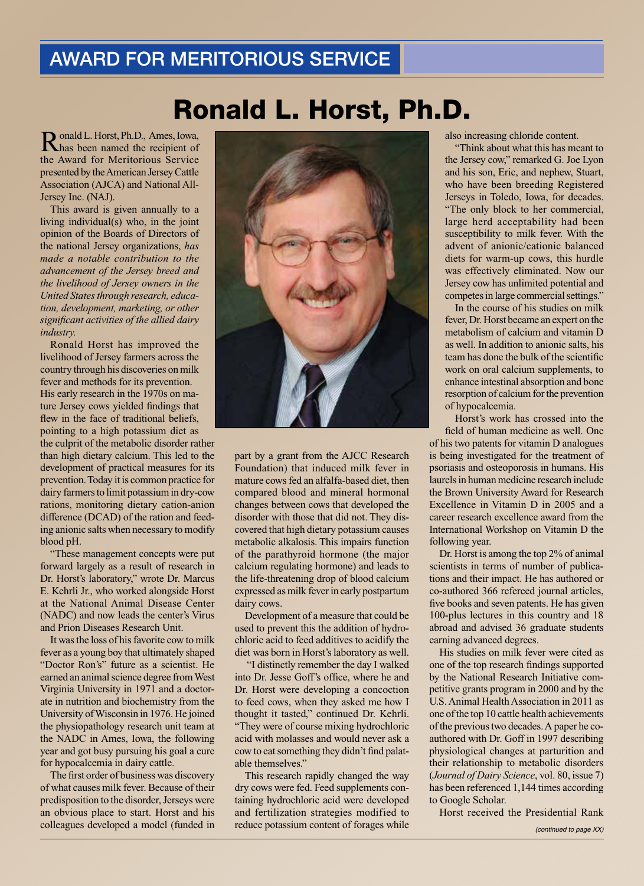## AWARD FOR MERITORIOUS SERVICE

# Ronald L. Horst, Ph.D.

Ronald L. Horst, Ph.D., Ames, Iowa, has been named the recipient of the Award for Meritorious Service presented by the American Jersey Cattle Association (AJCA) and National All-Jersey Inc. (NAJ).

This award is given annually to a living individual(s) who, in the joint opinion of the Boards of Directors of the national Jersey organizations, *has made a notable contribution to the advancement of the Jersey breed and the livelihood of Jersey owners in the United States through research, education, development, marketing, or other significant activities of the allied dairy industry.*

Ronald Horst has improved the livelihood of Jersey farmers across the country through his discoveries on milk fever and methods for its prevention. His early research in the 1970s on mature Jersey cows yielded findings that flew in the face of traditional beliefs, pointing to a high potassium diet as the culprit of the metabolic disorder rather than high dietary calcium. This led to the development of practical measures for its prevention. Today it is common practice for dairy farmers to limit potassium in dry-cow rations, monitoring dietary cation-anion difference (DCAD) of the ration and feeding anionic salts when necessary to modify blood pH.

"These management concepts were put forward largely as a result of research in Dr. Horst's laboratory," wrote Dr. Marcus E. Kehrli Jr., who worked alongside Horst at the National Animal Disease Center (NADC) and now leads the center's Virus and Prion Diseases Research Unit.

It was the loss of his favorite cow to milk fever as a young boy that ultimately shaped "Doctor Ron's" future as a scientist. He earned an animal science degree from West Virginia University in 1971 and a doctorate in nutrition and biochemistry from the University of Wisconsin in 1976. He joined the physiopathology research unit team at the NADC in Ames, Iowa, the following year and got busy pursuing his goal a cure for hypocalcemia in dairy cattle.

The first order of business was discovery of what causes milk fever. Because of their predisposition to the disorder, Jerseys were an obvious place to start. Horst and his colleagues developed a model (funded in part by a grant from the AJCC Research Foundation) that induced milk fever in mature cows fed an alfalfa-based diet, then compared blood and mineral hormonal changes between cows that developed the disorder with those that did not. They discovered that high dietary potassium causes metabolic alkalosis. This impairs function of the parathyroid hormone (the major calcium regulating hormone) and leads to the life-threatening drop of blood calcium expressed as milk fever in early postpartum dairy cows.

Development of a measure that could be used to prevent this the addition of hydrochloric acid to feed additives to acidify the diet was born in Horst's laboratory as well.

"I distinctly remember the day I walked into Dr. Jesse Goff's office, where he and Dr. Horst were developing a concoction to feed cows, when they asked me how I thought it tasted," continued Dr. Kehrli. "They were of course mixing hydrochloric acid with molasses and would never ask a cow to eat something they didn't find palatable themselves."

This research rapidly changed the way dry cows were fed. Feed supplements containing hydrochloric acid were developed and fertilization strategies modified to reduce potassium content of forages while also increasing chloride content.

"Think about what this has meant to the Jersey cow," remarked G. Joe Lyon and his son, Eric, and nephew, Stuart, who have been breeding Registered Jerseys in Toledo, Iowa, for decades. "The only block to her commercial, large herd acceptability had been susceptibility to milk fever. With the advent of anionic/cationic balanced diets for warm-up cows, this hurdle was effectively eliminated. Now our Jersey cow has unlimited potential and competes in large commercial settings."

In the course of his studies on milk fever, Dr. Horst became an expert on the metabolism of calcium and vitamin D as well. In addition to anionic salts, his team has done the bulk of the scientific work on oral calcium supplements, to enhance intestinal absorption and bone resorption of calcium for the prevention of hypocalcemia.

Horst's work has crossed into the field of human medicine as well. One of his two patents for vitamin D analogues is being investigated for the treatment of psoriasis and osteoporosis in humans. His laurels in human medicine research include the Brown University Award for Research Excellence in Vitamin D in 2005 and a career research excellence award from the International Workshop on Vitamin D the following year.

Dr. Horst is among the top 2% of animal scientists in terms of number of publications and their impact. He has authored or co-authored 366 refereed journal articles, five books and seven patents. He has given 100-plus lectures in this country and 18 abroad and advised 36 graduate students earning advanced degrees.

His studies on milk fever were cited as one of the top research findings supported by the National Research Initiative competitive grants program in 2000 and by the U.S. Animal Health Association in 2011 as one of the top 10 cattle health achievements of the previous two decades. A paper he co-authored with Dr. Goff in 1997 describing physiological changes at parturition and their relationship to metabolic disorders (*Journal of Dairy Science*, vol. 80, issue 7) has been referenced 1,144 times according to Google Scholar.

Horst received the Presidential Rank

*(continued to page XX)*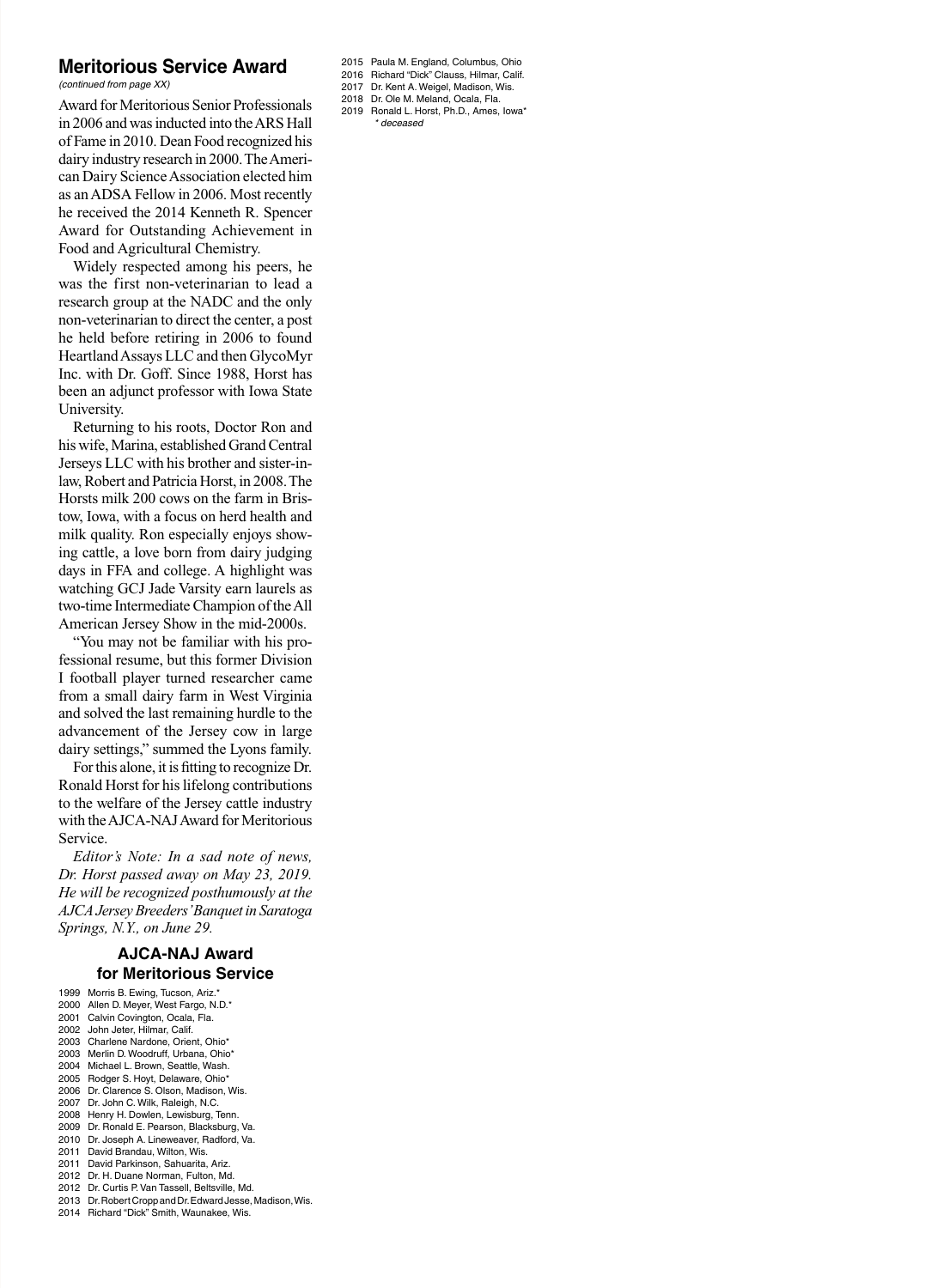## Meritorious Service Award

*(continued from page XX)*

Award for Meritorious Senior Professionals in 2006 and was inducted into the ARS Hall of Fame in 2010. Dean Food recognized his dairy industry research in 2000. The American Dairy Science Association elected him as an ADSA Fellow in 2006. Most recently he received the 2014 Kenneth R. Spencer Award for Outstanding Achievement in Food and Agricultural Chemistry.

Widely respected among his peers, he was the first non-veterinarian to lead a research group at the NADC and the only non-veterinarian to direct the center, a post he held before retiring in 2006 to found Heartland Assays LLC and then GlycoMyr Inc. with Dr. Goff. Since 1988, Horst has been an adjunct professor with Iowa State University.

Returning to his roots, Doctor Ron and his wife, Marina, established Grand Central Jerseys LLC with his brother and sister-in-law, Robert and Patricia Horst, in 2008. The Horsts milk 200 cows on the farm in Bristow, Iowa, with a focus on herd health and milk quality. Ron especially enjoys showing cattle, a love born from dairy judging days in FFA and college. A highlight was watching GCJ Jade Varsity earn laurels as two-time Intermediate Champion of the All American Jersey Show in the mid-2000s.

"You may not be familiar with his professional resume, but this former Division I football player turned researcher came from a small dairy farm in West Virginia and solved the last remaining hurdle to the advancement of the Jersey cow in large dairy settings," summed the Lyons family.

For this alone, it is fitting to recognize Dr. Ronald Horst for his lifelong contributions to the welfare of the Jersey cattle industry with the AJCA-NAJ Award for Meritorious Service.

*Editor's Note: In a sad note of news, Dr. Horst passed away on May 23, 2019. He will be recognized posthumously at the AJCA Jersey Breeders' Banquet in Saratoga Springs, N.Y., on June 29.*

### AJCA-NAJ Award for Meritorious Service

1999 Morris B. Ewing, Tucson, Ariz.*
2000 Allen D. Meyer, West Fargo, N.D.*
2001 Calvin Covington, Ocala, Fla.
2002 John Jeter, Hilmar, Calif.
2003 Charlene Nardone, Orient, Ohio*
2003 Merlin D. Woodruff, Urbana, Ohio*
2004 Michael L. Brown, Seattle, Wash.
2005 Rodger S. Hoyt, Delaware, Ohio*
2006 Dr. Clarence S. Olson, Madison, Wis.
2007 Dr. John C. Wilk, Raleigh, N.C.
2008 Henry H. Dowlen, Lewisburg, Tenn.
2009 Dr. Ronald E. Pearson, Blacksburg, Va.
2010 Dr. Joseph A. Lineweaver, Radford, Va.
2011 David Brandau, Wilton, Wis.
2011 David Parkinson, Sahuarita, Ariz.
2012 Dr. H. Duane Norman, Fulton, Md.
2012 Dr. Curtis P. Van Tassell, Beltsville, Md.
2013 Dr. Robert Cropp and Dr. Edward Jesse, Madison, Wis.
2014 Richard "Dick" Smith, Waunakee, Wis.
2015 Paula M. England, Columbus, Ohio
2016 Richard "Dick" Clauss, Hilmar, Calif.
2017 Dr. Kent A. Weigel, Madison, Wis.
2018 Dr. Ole M. Meland, Ocala, Fla.
2019 Ronald L. Horst, Ph.D., Ames, Iowa*

*\* deceased*